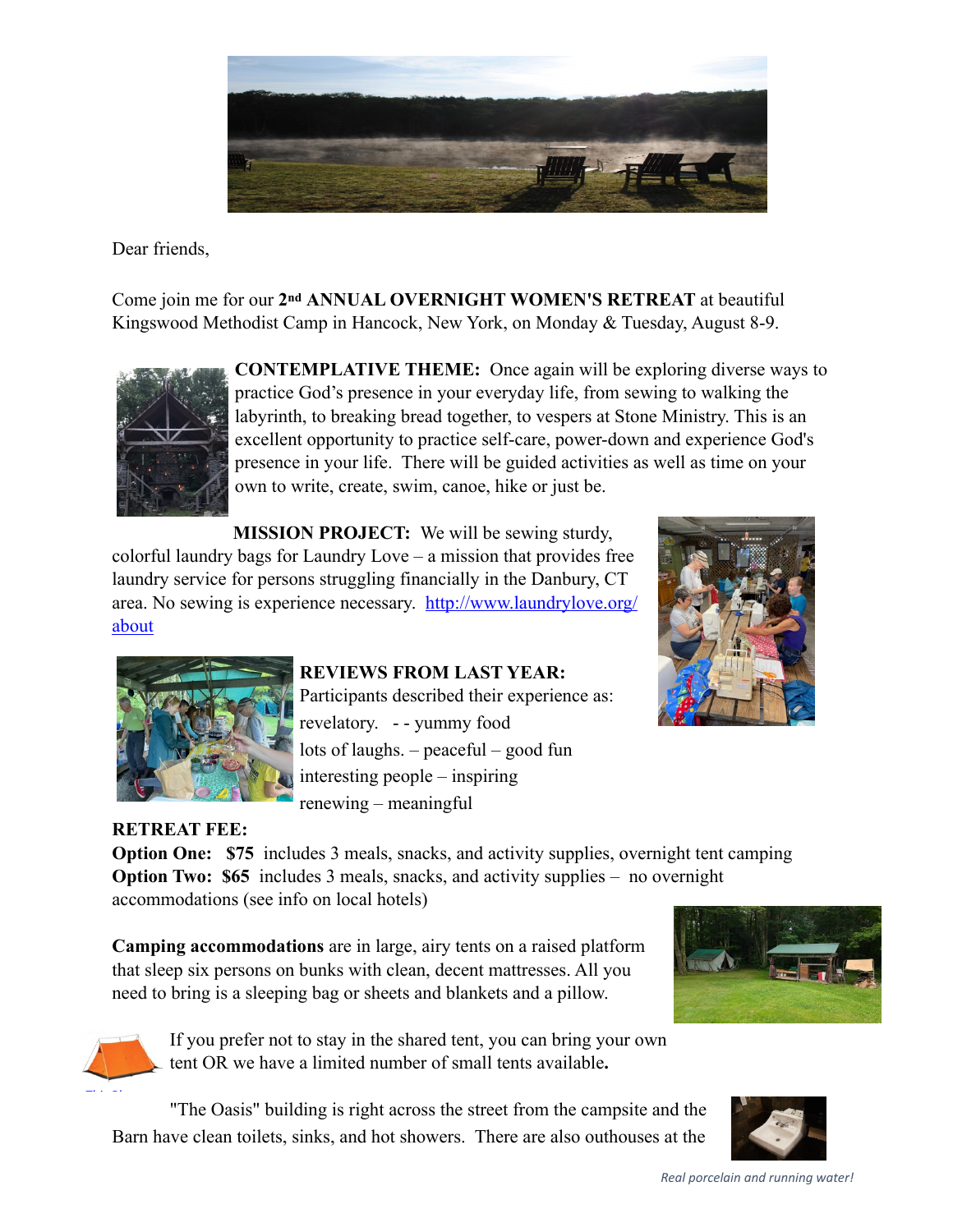Dear friends,

Come join me for our **2nd ANNUAL OVERNIGHT WOMEN'S RETREAT** at beautiful Kingswood Methodist Camp in Hancock, New York, on Monday & Tuesday, August 8-9.

**CONTEMPLATIVE THEME:** Once again will be exploring diverse ways to practice God's presence in your everyday life, from sewing to walking the labyrinth, to breaking bread together, to vespers at Stone Ministry. This is an excellent opportunity to practice self-care, power-down and experience God's presence in your life. There will be guided activities as well as time on your own to write, create, swim, canoe, hike or just be.

**MISSION PROJECT:** We will be sewing sturdy, colorful laundry bags for Laundry Love – a mission that provides free laundry service for persons struggling financially in the Danbury, CT area. No sewing is experience necessary. [http://www.laundrylove.org/about](http://www.laundrylove.org/about)

**REVIEWS FROM LAST YEAR:**
Participants described their experience as:
revelatory. - - yummy food
lots of laughs. – peaceful – good fun
interesting people – inspiring
renewing – meaningful

**RETREAT FEE:**
**Option One: $75** includes 3 meals, snacks, and activity supplies, overnight tent camping
**Option Two: $65** includes 3 meals, snacks, and activity supplies – no overnight accommodations (see info on local hotels)

**Camping accommodations** are in large, airy tents on a raised platform that sleep six persons on bunks with clean, decent mattresses. All you need to bring is a sleeping bag or sheets and blankets and a pillow.

If you prefer not to stay in the shared tent, you can bring your own tent OR we have a limited number of small tents available**.**

"The Oasis" building is right across the street from the campsite and the Barn have clean toilets, sinks, and hot showers. There are also outhouses at the

*Real porcelain and running water!*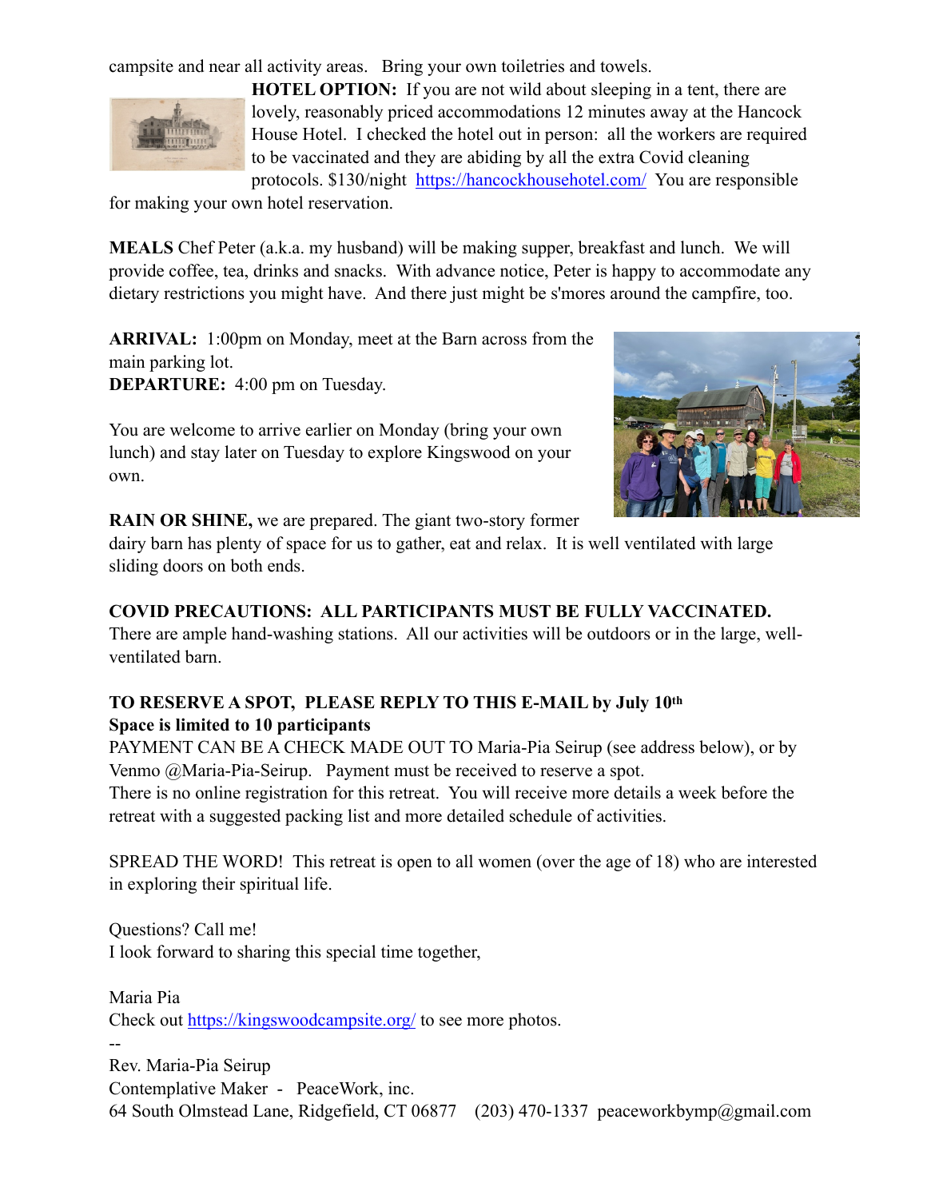campsite and near all activity areas. Bring your own toiletries and towels.

**HOTEL OPTION:** If you are not wild about sleeping in a tent, there are lovely, reasonably priced accommodations 12 minutes away at the Hancock House Hotel. I checked the hotel out in person: all the workers are required to be vaccinated and they are abiding by all the extra Covid cleaning protocols. $130/night https://hancockhousehotel.com/ You are responsible for making your own hotel reservation.

**MEALS** Chef Peter (a.k.a. my husband) will be making supper, breakfast and lunch. We will provide coffee, tea, drinks and snacks. With advance notice, Peter is happy to accommodate any dietary restrictions you might have. And there just might be s'mores around the campfire, too.

**ARRIVAL:** 1:00pm on Monday, meet at the Barn across from the main parking lot.
**DEPARTURE:** 4:00 pm on Tuesday.

You are welcome to arrive earlier on Monday (bring your own lunch) and stay later on Tuesday to explore Kingswood on your own.

**RAIN OR SHINE,** we are prepared. The giant two-story former dairy barn has plenty of space for us to gather, eat and relax. It is well ventilated with large sliding doors on both ends.

**COVID PRECAUTIONS: ALL PARTICIPANTS MUST BE FULLY VACCINATED.**
There are ample hand-washing stations. All our activities will be outdoors or in the large, well-ventilated barn.

**TO RESERVE A SPOT, PLEASE REPLY TO THIS E-MAIL by July 10th**
**Space is limited to 10 participants**
PAYMENT CAN BE A CHECK MADE OUT TO Maria-Pia Seirup (see address below), or by Venmo @Maria-Pia-Seirup. Payment must be received to reserve a spot.
There is no online registration for this retreat. You will receive more details a week before the retreat with a suggested packing list and more detailed schedule of activities.

SPREAD THE WORD! This retreat is open to all women (over the age of 18) who are interested in exploring their spiritual life.

Questions? Call me!
I look forward to sharing this special time together,

Maria Pia
Check out https://kingswoodcampsite.org/ to see more photos.
--
Rev. Maria-Pia Seirup
Contemplative Maker - PeaceWork, inc.
64 South Olmstead Lane, Ridgefield, CT 06877 (203) 470-1337 peaceworkbymp@gmail.com